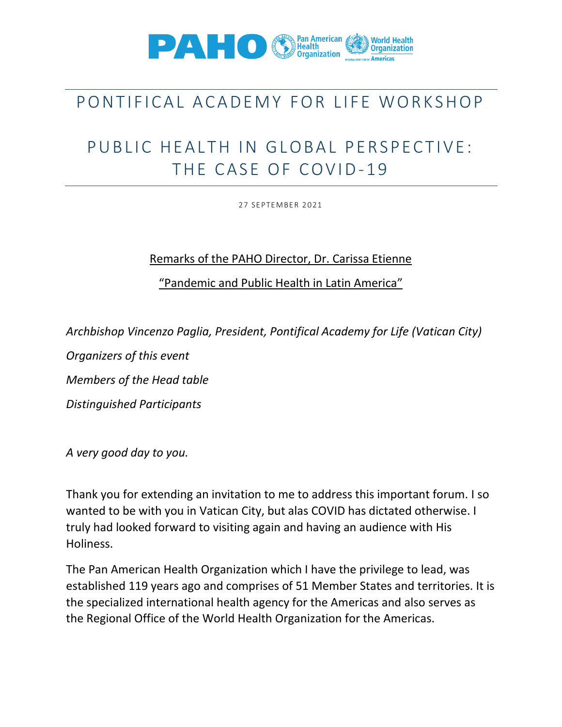# PONTIFICAL ACADEMY FOR LIFE WORKSHOP

# PUBLIC HEALTH IN GLOBAL PERSPECTIVE: THE CASE OF COVID-19

27 SEPTEMBER 2021

Remarks of the PAHO Director, Dr. Carissa Etienne

"Pandemic and Public Health in Latin America"

*Archbishop Vincenzo Paglia, President, Pontifical Academy for Life (Vatican City)*

*Organizers of this event*

*Members of the Head table*

*Distinguished Participants*

*A very good day to you.*

Thank you for extending an invitation to me to address this important forum. I so wanted to be with you in Vatican City, but alas COVID has dictated otherwise. I truly had looked forward to visiting again and having an audience with His Holiness.

The Pan American Health Organization which I have the privilege to lead, was established 119 years ago and comprises of 51 Member States and territories. It is the specialized international health agency for the Americas and also serves as the Regional Office of the World Health Organization for the Americas.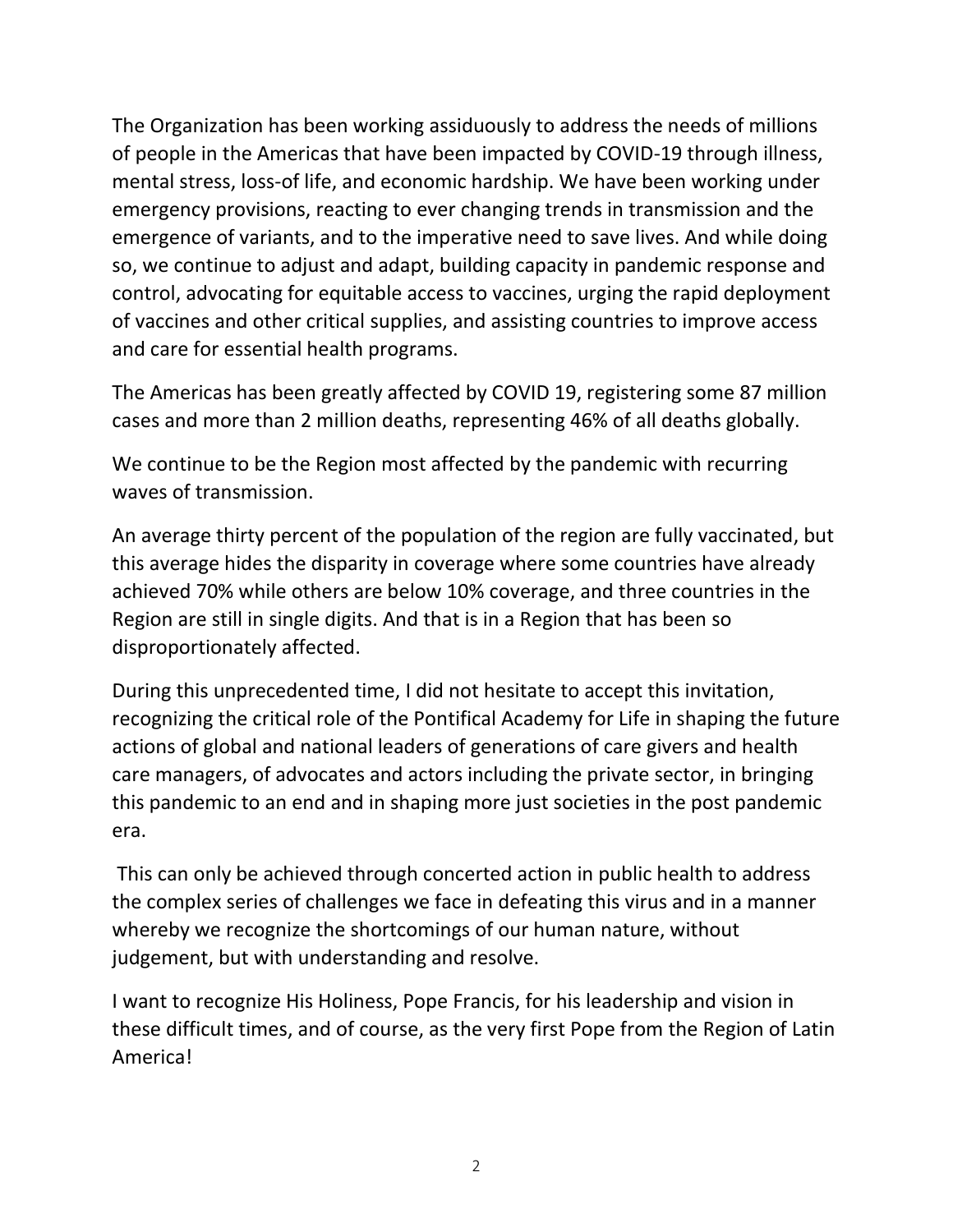The Organization has been working assiduously to address the needs of millions of people in the Americas that have been impacted by COVID-19 through illness, mental stress, loss-of life, and economic hardship. We have been working under emergency provisions, reacting to ever changing trends in transmission and the emergence of variants, and to the imperative need to save lives. And while doing so, we continue to adjust and adapt, building capacity in pandemic response and control, advocating for equitable access to vaccines, urging the rapid deployment of vaccines and other critical supplies, and assisting countries to improve access and care for essential health programs.

The Americas has been greatly affected by COVID 19, registering some 87 million cases and more than 2 million deaths, representing 46% of all deaths globally.

We continue to be the Region most affected by the pandemic with recurring waves of transmission.

An average thirty percent of the population of the region are fully vaccinated, but this average hides the disparity in coverage where some countries have already achieved 70% while others are below 10% coverage, and three countries in the Region are still in single digits. And that is in a Region that has been so disproportionately affected.

During this unprecedented time, I did not hesitate to accept this invitation, recognizing the critical role of the Pontifical Academy for Life in shaping the future actions of global and national leaders of generations of care givers and health care managers, of advocates and actors including the private sector, in bringing this pandemic to an end and in shaping more just societies in the post pandemic era.

This can only be achieved through concerted action in public health to address the complex series of challenges we face in defeating this virus and in a manner whereby we recognize the shortcomings of our human nature, without judgement, but with understanding and resolve.

I want to recognize His Holiness, Pope Francis, for his leadership and vision in these difficult times, and of course, as the very first Pope from the Region of Latin America!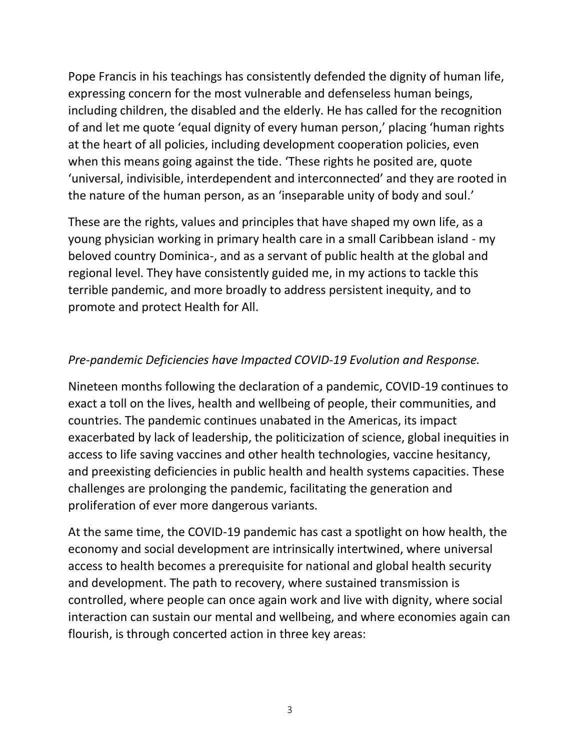Pope Francis in his teachings has consistently defended the dignity of human life, expressing concern for the most vulnerable and defenseless human beings, including children, the disabled and the elderly. He has called for the recognition of and let me quote 'equal dignity of every human person,' placing 'human rights at the heart of all policies, including development cooperation policies, even when this means going against the tide. 'These rights he posited are, quote 'universal, indivisible, interdependent and interconnected' and they are rooted in the nature of the human person, as an 'inseparable unity of body and soul.'

These are the rights, values and principles that have shaped my own life, as a young physician working in primary health care in a small Caribbean island - my beloved country Dominica-, and as a servant of public health at the global and regional level. They have consistently guided me, in my actions to tackle this terrible pandemic, and more broadly to address persistent inequity, and to promote and protect Health for All.

*Pre-pandemic Deficiencies have Impacted COVID-19 Evolution and Response.*

Nineteen months following the declaration of a pandemic, COVID-19 continues to exact a toll on the lives, health and wellbeing of people, their communities, and countries. The pandemic continues unabated in the Americas, its impact exacerbated by lack of leadership, the politicization of science, global inequities in access to life saving vaccines and other health technologies, vaccine hesitancy, and preexisting deficiencies in public health and health systems capacities. These challenges are prolonging the pandemic, facilitating the generation and proliferation of ever more dangerous variants.

At the same time, the COVID-19 pandemic has cast a spotlight on how health, the economy and social development are intrinsically intertwined, where universal access to health becomes a prerequisite for national and global health security and development. The path to recovery, where sustained transmission is controlled, where people can once again work and live with dignity, where social interaction can sustain our mental and wellbeing, and where economies again can flourish, is through concerted action in three key areas: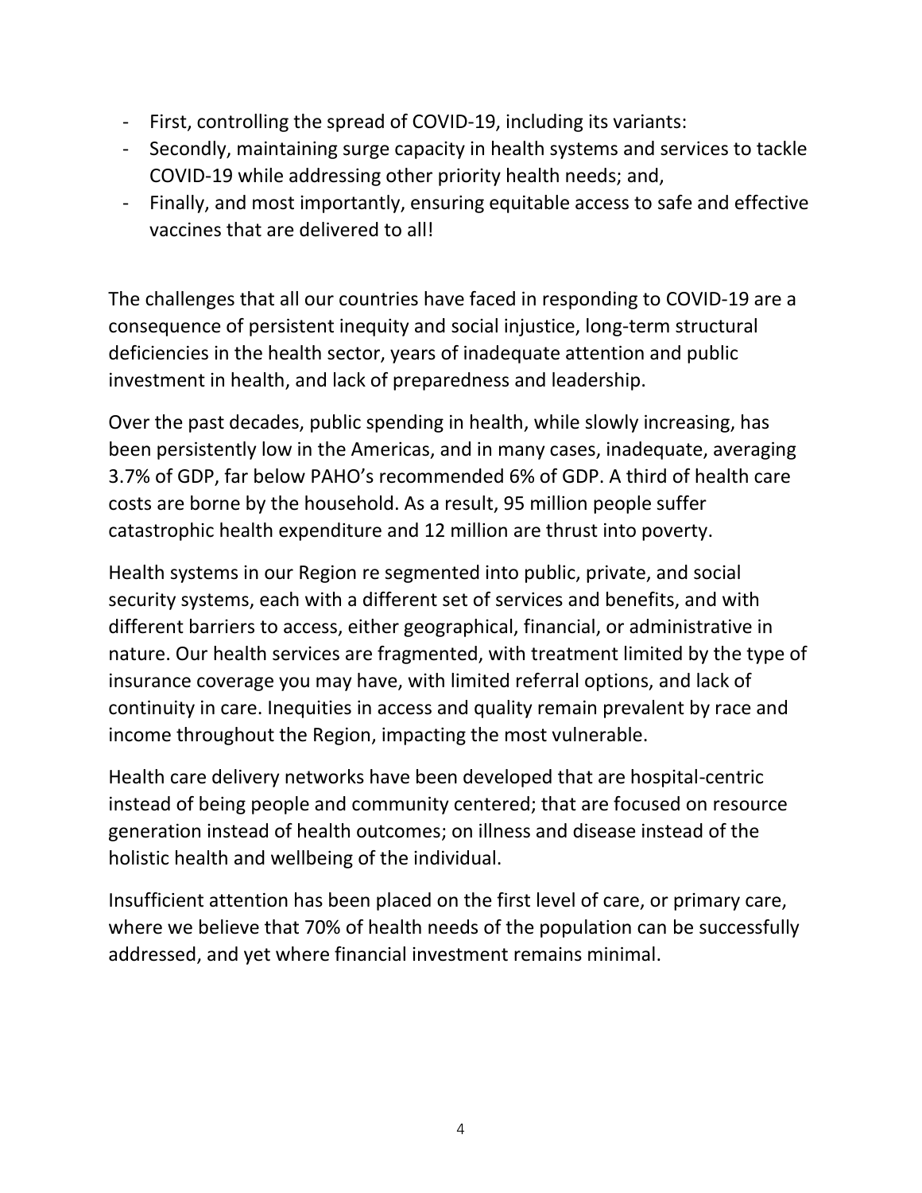- First, controlling the spread of COVID-19, including its variants:
- Secondly, maintaining surge capacity in health systems and services to tackle COVID-19 while addressing other priority health needs; and,
- Finally, and most importantly, ensuring equitable access to safe and effective vaccines that are delivered to all!

The challenges that all our countries have faced in responding to COVID-19 are a consequence of persistent inequity and social injustice, long-term structural deficiencies in the health sector, years of inadequate attention and public investment in health, and lack of preparedness and leadership.

Over the past decades, public spending in health, while slowly increasing, has been persistently low in the Americas, and in many cases, inadequate, averaging 3.7% of GDP, far below PAHO's recommended 6% of GDP. A third of health care costs are borne by the household. As a result, 95 million people suffer catastrophic health expenditure and 12 million are thrust into poverty.

Health systems in our Region re segmented into public, private, and social security systems, each with a different set of services and benefits, and with different barriers to access, either geographical, financial, or administrative in nature. Our health services are fragmented, with treatment limited by the type of insurance coverage you may have, with limited referral options, and lack of continuity in care. Inequities in access and quality remain prevalent by race and income throughout the Region, impacting the most vulnerable.

Health care delivery networks have been developed that are hospital-centric instead of being people and community centered; that are focused on resource generation instead of health outcomes; on illness and disease instead of the holistic health and wellbeing of the individual.

Insufficient attention has been placed on the first level of care, or primary care, where we believe that 70% of health needs of the population can be successfully addressed, and yet where financial investment remains minimal.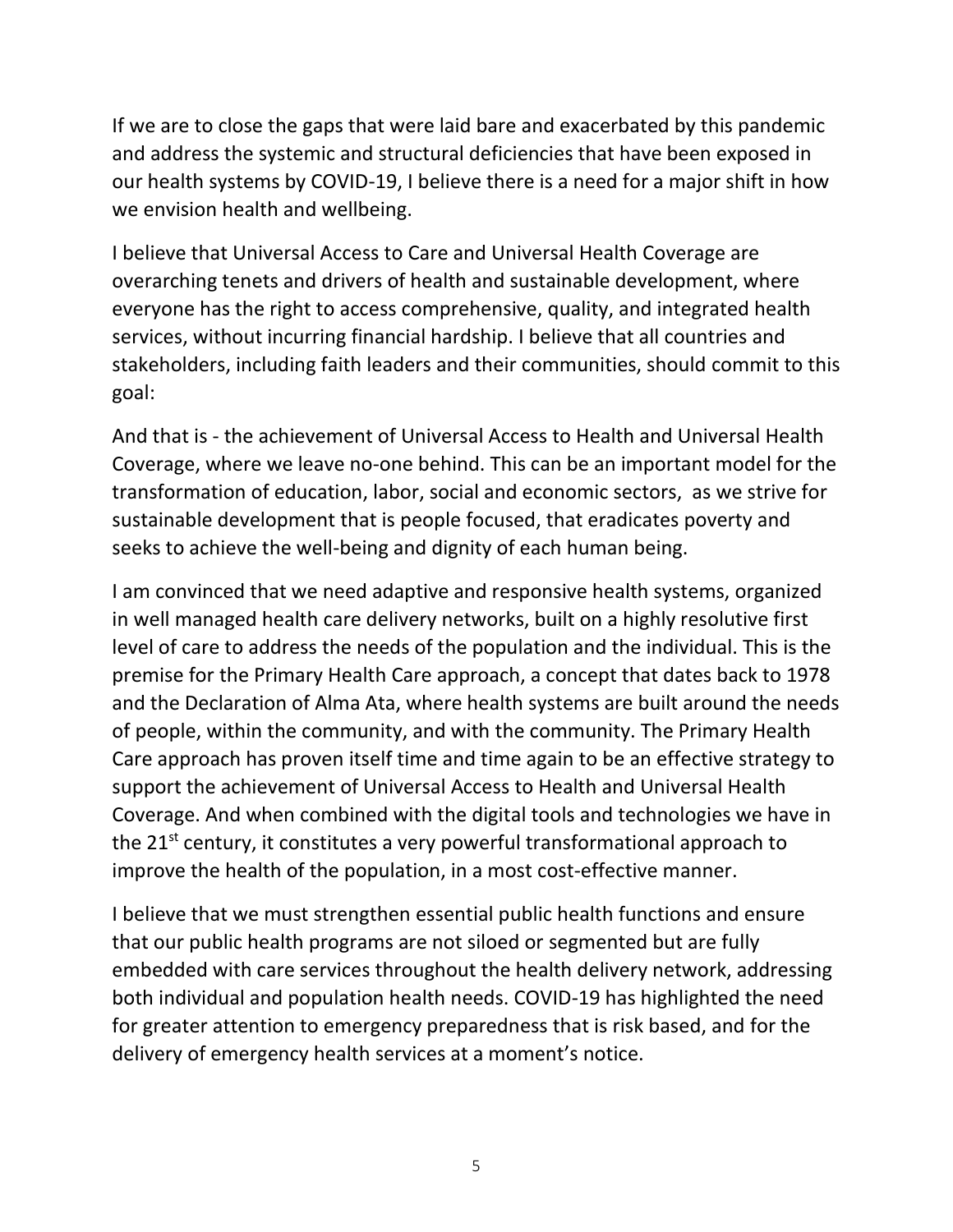If we are to close the gaps that were laid bare and exacerbated by this pandemic and address the systemic and structural deficiencies that have been exposed in our health systems by COVID-19, I believe there is a need for a major shift in how we envision health and wellbeing.

I believe that Universal Access to Care and Universal Health Coverage are overarching tenets and drivers of health and sustainable development, where everyone has the right to access comprehensive, quality, and integrated health services, without incurring financial hardship. I believe that all countries and stakeholders, including faith leaders and their communities, should commit to this goal:

And that is - the achievement of Universal Access to Health and Universal Health Coverage, where we leave no-one behind. This can be an important model for the transformation of education, labor, social and economic sectors, as we strive for sustainable development that is people focused, that eradicates poverty and seeks to achieve the well-being and dignity of each human being.

I am convinced that we need adaptive and responsive health systems, organized in well managed health care delivery networks, built on a highly resolutive first level of care to address the needs of the population and the individual. This is the premise for the Primary Health Care approach, a concept that dates back to 1978 and the Declaration of Alma Ata, where health systems are built around the needs of people, within the community, and with the community. The Primary Health Care approach has proven itself time and time again to be an effective strategy to support the achievement of Universal Access to Health and Universal Health Coverage. And when combined with the digital tools and technologies we have in the 21st century, it constitutes a very powerful transformational approach to improve the health of the population, in a most cost-effective manner.

I believe that we must strengthen essential public health functions and ensure that our public health programs are not siloed or segmented but are fully embedded with care services throughout the health delivery network, addressing both individual and population health needs. COVID-19 has highlighted the need for greater attention to emergency preparedness that is risk based, and for the delivery of emergency health services at a moment's notice.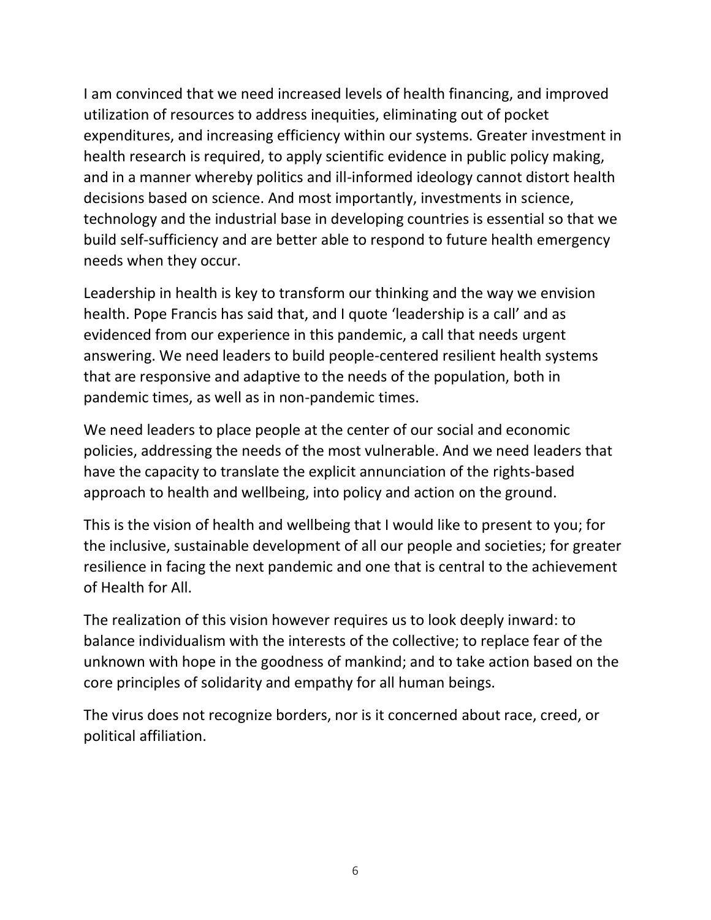I am convinced that we need increased levels of health financing, and improved utilization of resources to address inequities, eliminating out of pocket expenditures, and increasing efficiency within our systems. Greater investment in health research is required, to apply scientific evidence in public policy making, and in a manner whereby politics and ill-informed ideology cannot distort health decisions based on science. And most importantly, investments in science, technology and the industrial base in developing countries is essential so that we build self-sufficiency and are better able to respond to future health emergency needs when they occur.

Leadership in health is key to transform our thinking and the way we envision health. Pope Francis has said that, and I quote 'leadership is a call' and as evidenced from our experience in this pandemic, a call that needs urgent answering. We need leaders to build people-centered resilient health systems that are responsive and adaptive to the needs of the population, both in pandemic times, as well as in non-pandemic times.

We need leaders to place people at the center of our social and economic policies, addressing the needs of the most vulnerable. And we need leaders that have the capacity to translate the explicit annunciation of the rights-based approach to health and wellbeing, into policy and action on the ground.

This is the vision of health and wellbeing that I would like to present to you; for the inclusive, sustainable development of all our people and societies; for greater resilience in facing the next pandemic and one that is central to the achievement of Health for All.

The realization of this vision however requires us to look deeply inward: to balance individualism with the interests of the collective; to replace fear of the unknown with hope in the goodness of mankind; and to take action based on the core principles of solidarity and empathy for all human beings.

The virus does not recognize borders, nor is it concerned about race, creed, or political affiliation.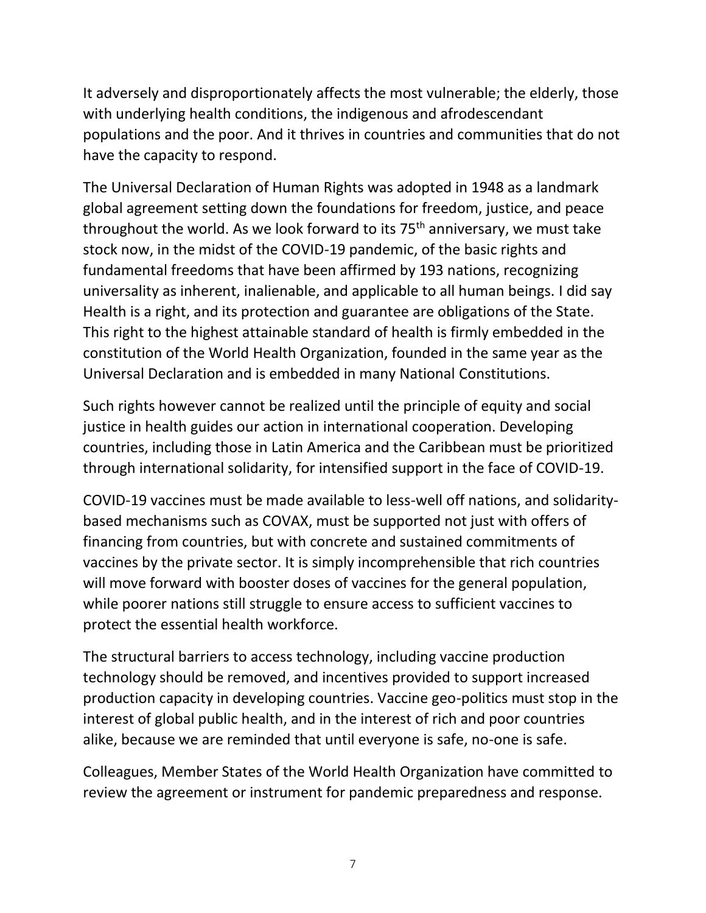It adversely and disproportionately affects the most vulnerable; the elderly, those with underlying health conditions, the indigenous and afrodescendant populations and the poor. And it thrives in countries and communities that do not have the capacity to respond.

The Universal Declaration of Human Rights was adopted in 1948 as a landmark global agreement setting down the foundations for freedom, justice, and peace throughout the world. As we look forward to its 75th anniversary, we must take stock now, in the midst of the COVID-19 pandemic, of the basic rights and fundamental freedoms that have been affirmed by 193 nations, recognizing universality as inherent, inalienable, and applicable to all human beings. I did say Health is a right, and its protection and guarantee are obligations of the State. This right to the highest attainable standard of health is firmly embedded in the constitution of the World Health Organization, founded in the same year as the Universal Declaration and is embedded in many National Constitutions.

Such rights however cannot be realized until the principle of equity and social justice in health guides our action in international cooperation. Developing countries, including those in Latin America and the Caribbean must be prioritized through international solidarity, for intensified support in the face of COVID-19.

COVID-19 vaccines must be made available to less-well off nations, and solidarity-based mechanisms such as COVAX, must be supported not just with offers of financing from countries, but with concrete and sustained commitments of vaccines by the private sector. It is simply incomprehensible that rich countries will move forward with booster doses of vaccines for the general population, while poorer nations still struggle to ensure access to sufficient vaccines to protect the essential health workforce.

The structural barriers to access technology, including vaccine production technology should be removed, and incentives provided to support increased production capacity in developing countries. Vaccine geo-politics must stop in the interest of global public health, and in the interest of rich and poor countries alike, because we are reminded that until everyone is safe, no-one is safe.

Colleagues, Member States of the World Health Organization have committed to review the agreement or instrument for pandemic preparedness and response.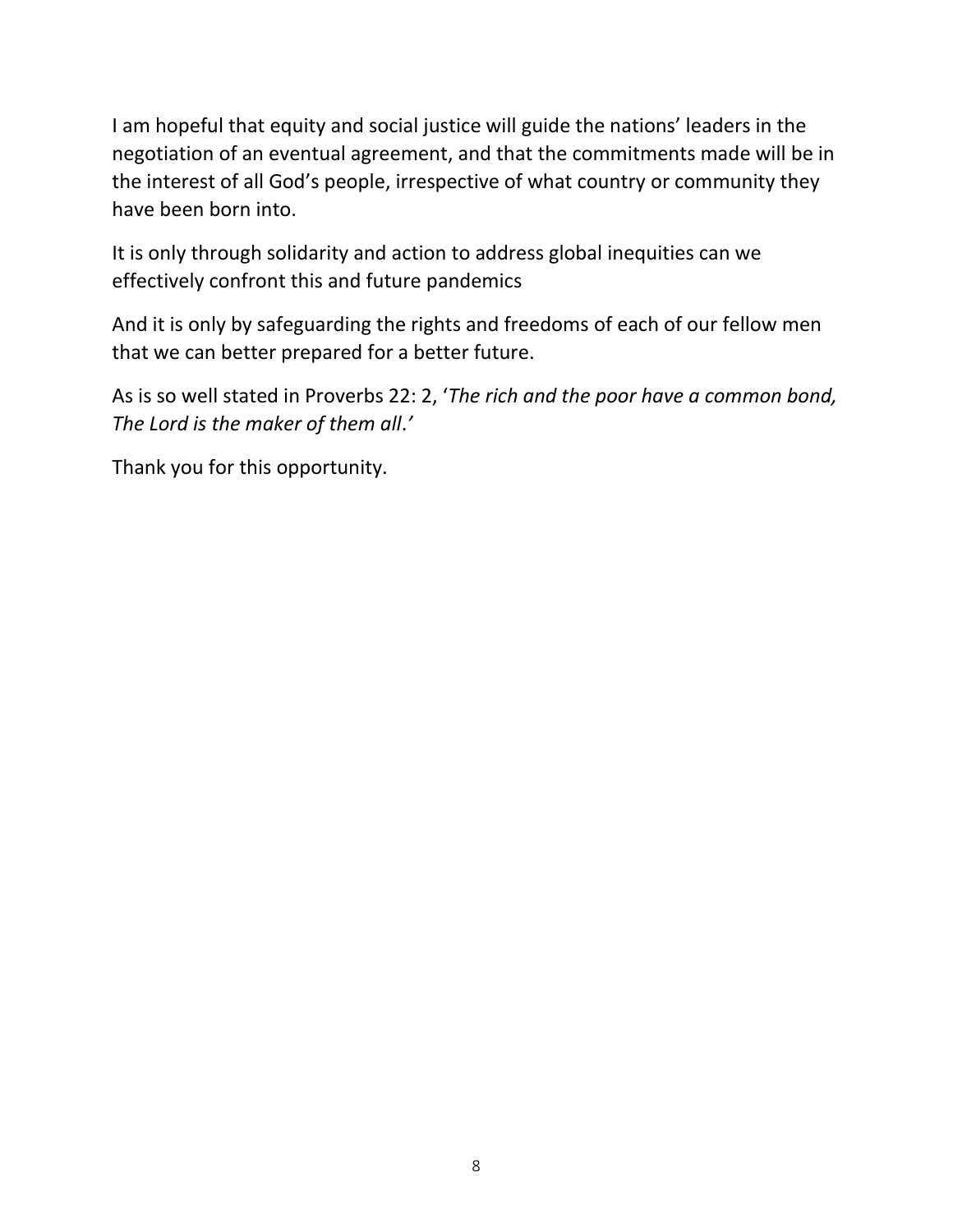I am hopeful that equity and social justice will guide the nations' leaders in the negotiation of an eventual agreement, and that the commitments made will be in the interest of all God's people, irrespective of what country or community they have been born into.

It is only through solidarity and action to address global inequities can we effectively confront this and future pandemics

And it is only by safeguarding the rights and freedoms of each of our fellow men that we can better prepared for a better future.

As is so well stated in Proverbs 22: 2, '*The rich and the poor have a common bond, The Lord is the maker of them all*.'

Thank you for this opportunity.